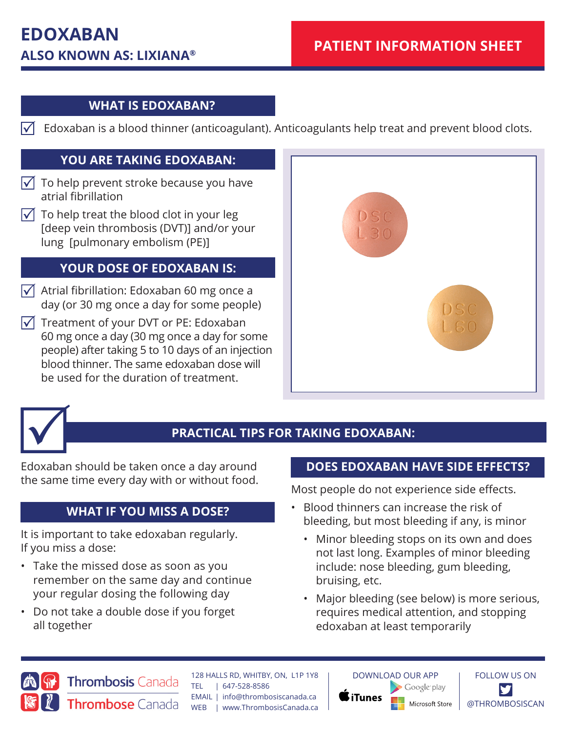# EDOXABAN

## ALSO KNOWN AS: LIXIANA®

**PATIENT INFORMATION SHEET**

## WHAT IS EDOXABAN?

- ☑ Edoxaban is a blood thinner (anticoagulant). Anticoagulants help treat and prevent blood clots.

## YOU ARE TAKING EDOXABAN:

- ☑ To help prevent stroke because you have atrial fibrillation
- ☑ To help treat the blood clot in your leg [deep vein thrombosis (DVT)] and/or your lung [pulmonary embolism (PE)]

## YOUR DOSE OF EDOXABAN IS:

- ☑ Atrial fibrillation: Edoxaban 60 mg once a day (or 30 mg once a day for some people)
- ☑ Treatment of your DVT or PE: Edoxaban 60 mg once a day (30 mg once a day for some people) after taking 5 to 10 days of an injection blood thinner. The same edoxaban dose will be used for the duration of treatment.

## PRACTICAL TIPS FOR TAKING EDOXABAN:

Edoxaban should be taken once a day around the same time every day with or without food.

## WHAT IF YOU MISS A DOSE?

It is important to take edoxaban regularly. If you miss a dose:

- Take the missed dose as soon as you remember on the same day and continue your regular dosing the following day
- Do not take a double dose if you forget all together

## DOES EDOXABAN HAVE SIDE EFFECTS?

Most people do not experience side effects.

- Blood thinners can increase the risk of bleeding, but most bleeding if any, is minor
  - Minor bleeding stops on its own and does not last long. Examples of minor bleeding include: nose bleeding, gum bleeding, bruising, etc.
  - Major bleeding (see below) is more serious, requires medical attention, and stopping edoxaban at least temporarily

Thrombosis Canada | Thrombose Canada

128 HALLS RD, WHITBY, ON, L1P 1Y8
TEL | 647-528-8586
EMAIL | info@thrombosiscanada.ca
WEB | www.ThrombosisCanada.ca

DOWNLOAD OUR APP: iTunes, Google play, Microsoft Store

FOLLOW US ON @THROMBOSISCAN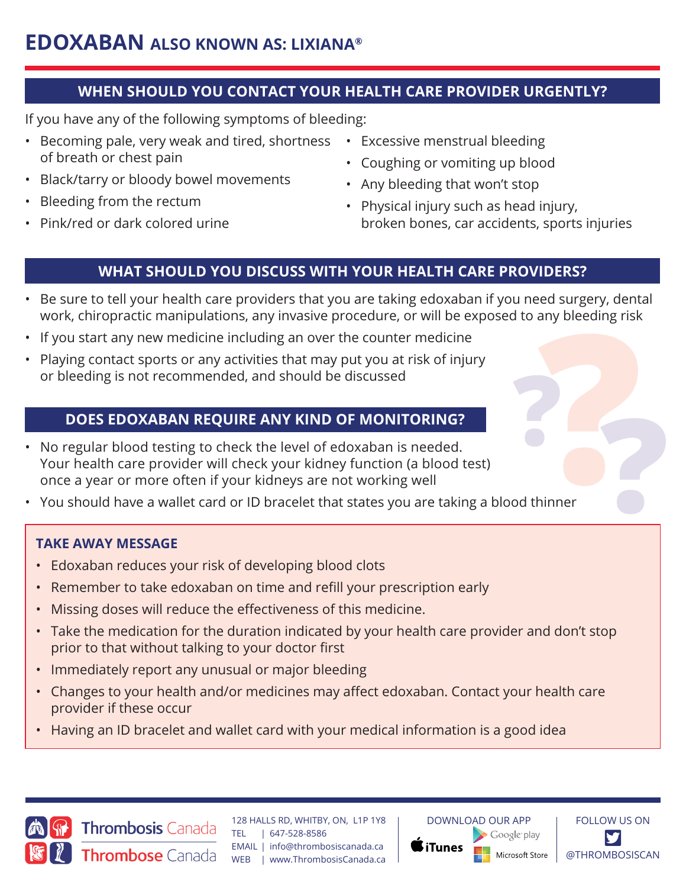# EDOXABAN ALSO KNOWN AS: LIXIANA®

## WHEN SHOULD YOU CONTACT YOUR HEALTH CARE PROVIDER URGENTLY?

If you have any of the following symptoms of bleeding:

- Becoming pale, very weak and tired, shortness of breath or chest pain
- Black/tarry or bloody bowel movements
- Bleeding from the rectum
- Pink/red or dark colored urine
- Excessive menstrual bleeding
- Coughing or vomiting up blood
- Any bleeding that won't stop
- Physical injury such as head injury, broken bones, car accidents, sports injuries

## WHAT SHOULD YOU DISCUSS WITH YOUR HEALTH CARE PROVIDERS?

- Be sure to tell your health care providers that you are taking edoxaban if you need surgery, dental work, chiropractic manipulations, any invasive procedure, or will be exposed to any bleeding risk
- If you start any new medicine including an over the counter medicine
- Playing contact sports or any activities that may put you at risk of injury or bleeding is not recommended, and should be discussed

## DOES EDOXABAN REQUIRE ANY KIND OF MONITORING?

- No regular blood testing to check the level of edoxaban is needed. Your health care provider will check your kidney function (a blood test) once a year or more often if your kidneys are not working well
- You should have a wallet card or ID bracelet that states you are taking a blood thinner

### TAKE AWAY MESSAGE

- Edoxaban reduces your risk of developing blood clots
- Remember to take edoxaban on time and refill your prescription early
- Missing doses will reduce the effectiveness of this medicine.
- Take the medication for the duration indicated by your health care provider and don't stop prior to that without talking to your doctor first
- Immediately report any unusual or major bleeding
- Changes to your health and/or medicines may affect edoxaban. Contact your health care provider if these occur
- Having an ID bracelet and wallet card with your medical information is a good idea

Thrombosis Canada
Thrombose Canada

128 HALLS RD, WHITBY, ON, L1P 1Y8
TEL | 647-528-8586
EMAIL | info@thrombosiscanada.ca
WEB | www.ThrombosisCanada.ca

DOWNLOAD OUR APP
iTunes
Google play
Microsoft Store

FOLLOW US ON
@THROMBOSISCAN